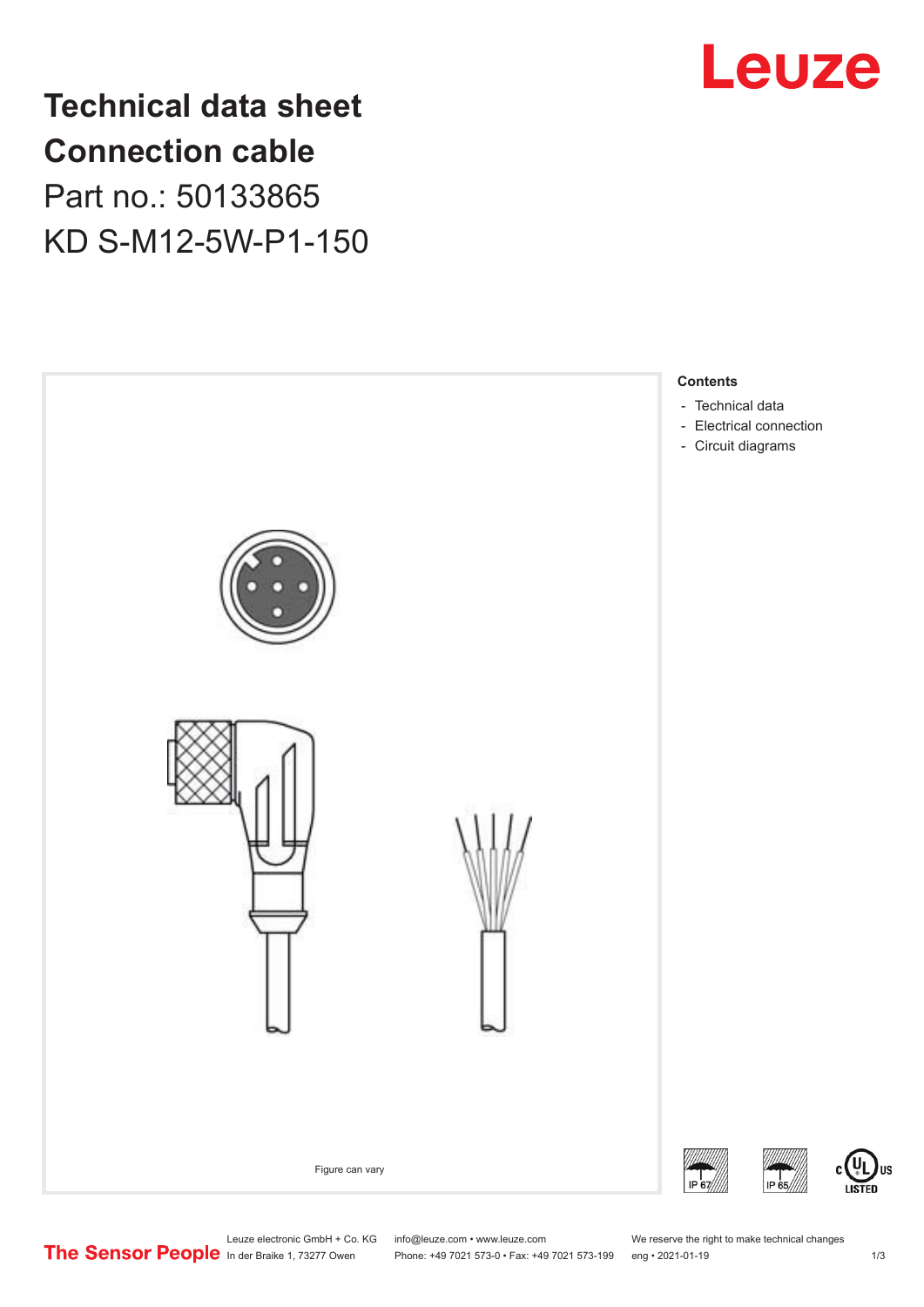# Technical data sheet
# Connection cable

Part no.: 50133865

KD S-M12-5W-P1-150

Figure can vary

**Contents**

- Technical data
- Electrical connection
- Circuit diagrams

IP 67

IP 65

c UL US LISTED

Leuze electronic GmbH + Co. KG
In der Braike 1, 73277 Owen

info@leuze.com • www.leuze.com
Phone: +49 7021 573-0 • Fax: +49 7021 573-199

We reserve the right to make technical changes
eng • 2021-01-19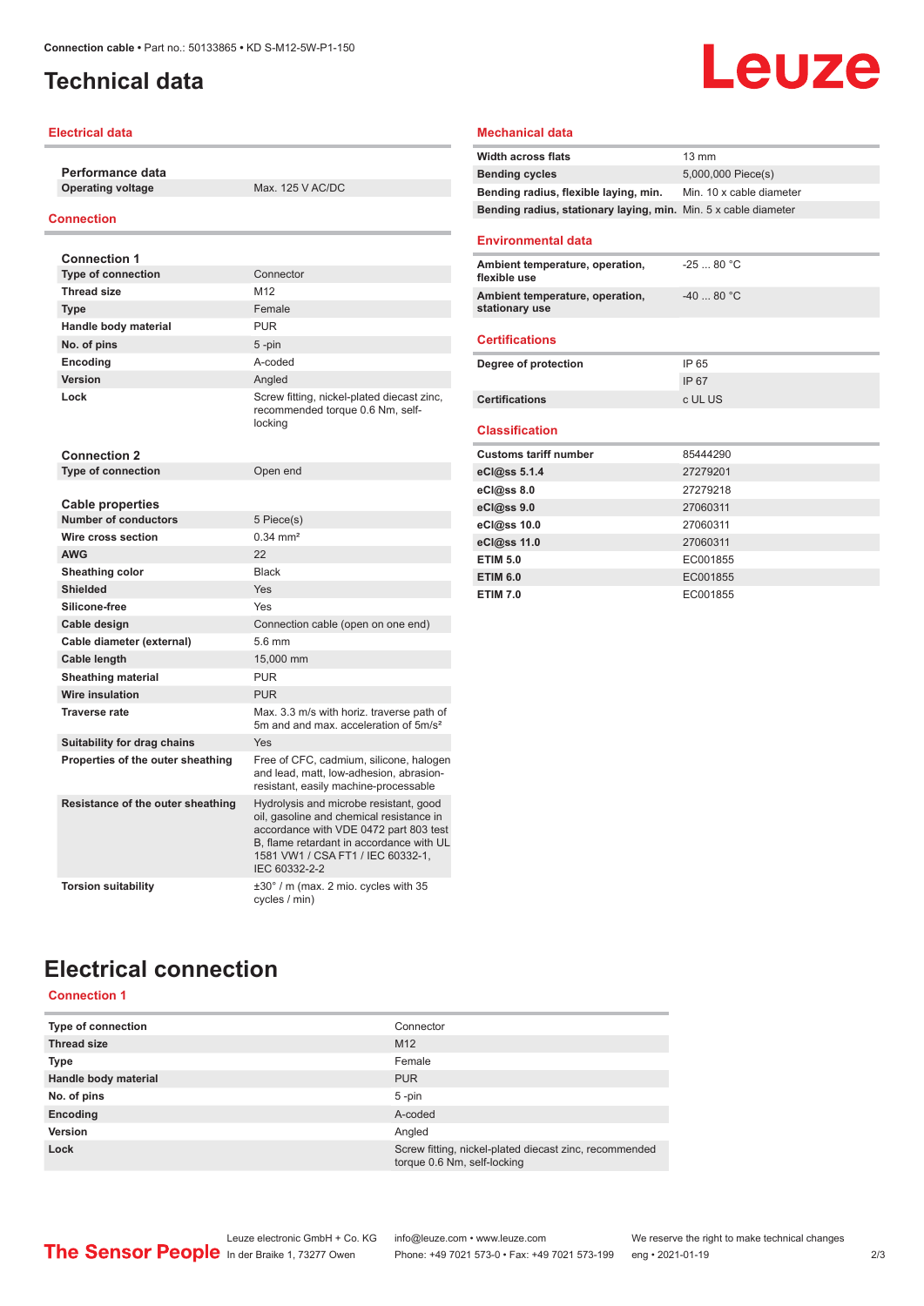# Technical data

## Electrical data

| | |
|---|---|
| **Performance data** | |
| Operating voltage | Max. 125 V AC/DC |

## Connection

| | |
|---|---|
| **Connection 1** | |
| Type of connection | Connector |
| Thread size | M12 |
| Type | Female |
| Handle body material | PUR |
| No. of pins | 5 -pin |
| Encoding | A-coded |
| Version | Angled |
| Lock | Screw fitting, nickel-plated diecast zinc, recommended torque 0.6 Nm, self-locking |
| **Connection 2** | |
| Type of connection | Open end |
| **Cable properties** | |
| Number of conductors | 5 Piece(s) |
| Wire cross section | 0.34 mm² |
| AWG | 22 |
| Sheathing color | Black |
| Shielded | Yes |
| Silicone-free | Yes |
| Cable design | Connection cable (open on one end) |
| Cable diameter (external) | 5.6 mm |
| Cable length | 15,000 mm |
| Sheathing material | PUR |
| Wire insulation | PUR |
| Traverse rate | Max. 3.3 m/s with horiz. traverse path of 5m and and max. acceleration of 5m/s² |
| Suitability for drag chains | Yes |
| Properties of the outer sheathing | Free of CFC, cadmium, silicone, halogen and lead, matt, low-adhesion, abrasion-resistant, easily machine-processable |
| Resistance of the outer sheathing | Hydrolysis and microbe resistant, good oil, gasoline and chemical resistance in accordance with VDE 0472 part 803 test B, flame retardant in accordance with UL 1581 VW1 / CSA FT1 / IEC 60332-1, IEC 60332-2-2 |
| Torsion suitability | ±30° / m (max. 2 mio. cycles with 35 cycles / min) |

## Mechanical data

| | |
|---|---|
| Width across flats | 13 mm |
| Bending cycles | 5,000,000 Piece(s) |
| Bending radius, flexible laying, min. | Min. 10 x cable diameter |
| Bending radius, stationary laying, min. | Min. 5 x cable diameter |

## Environmental data

| | |
|---|---|
| Ambient temperature, operation, flexible use | -25 ... 80 °C |
| Ambient temperature, operation, stationary use | -40 ... 80 °C |

## Certifications

| | |
|---|---|
| Degree of protection | IP 65 |
| | IP 67 |
| Certifications | c UL US |

## Classification

| | |
|---|---|
| Customs tariff number | 85444290 |
| eCl@ss 5.1.4 | 27279201 |
| eCl@ss 8.0 | 27279218 |
| eCl@ss 9.0 | 27060311 |
| eCl@ss 10.0 | 27060311 |
| eCl@ss 11.0 | 27060311 |
| ETIM 5.0 | EC001855 |
| ETIM 6.0 | EC001855 |
| ETIM 7.0 | EC001855 |

# Electrical connection

## Connection 1

| | |
|---|---|
| Type of connection | Connector |
| Thread size | M12 |
| Type | Female |
| Handle body material | PUR |
| No. of pins | 5 -pin |
| Encoding | A-coded |
| Version | Angled |
| Lock | Screw fitting, nickel-plated diecast zinc, recommended torque 0.6 Nm, self-locking |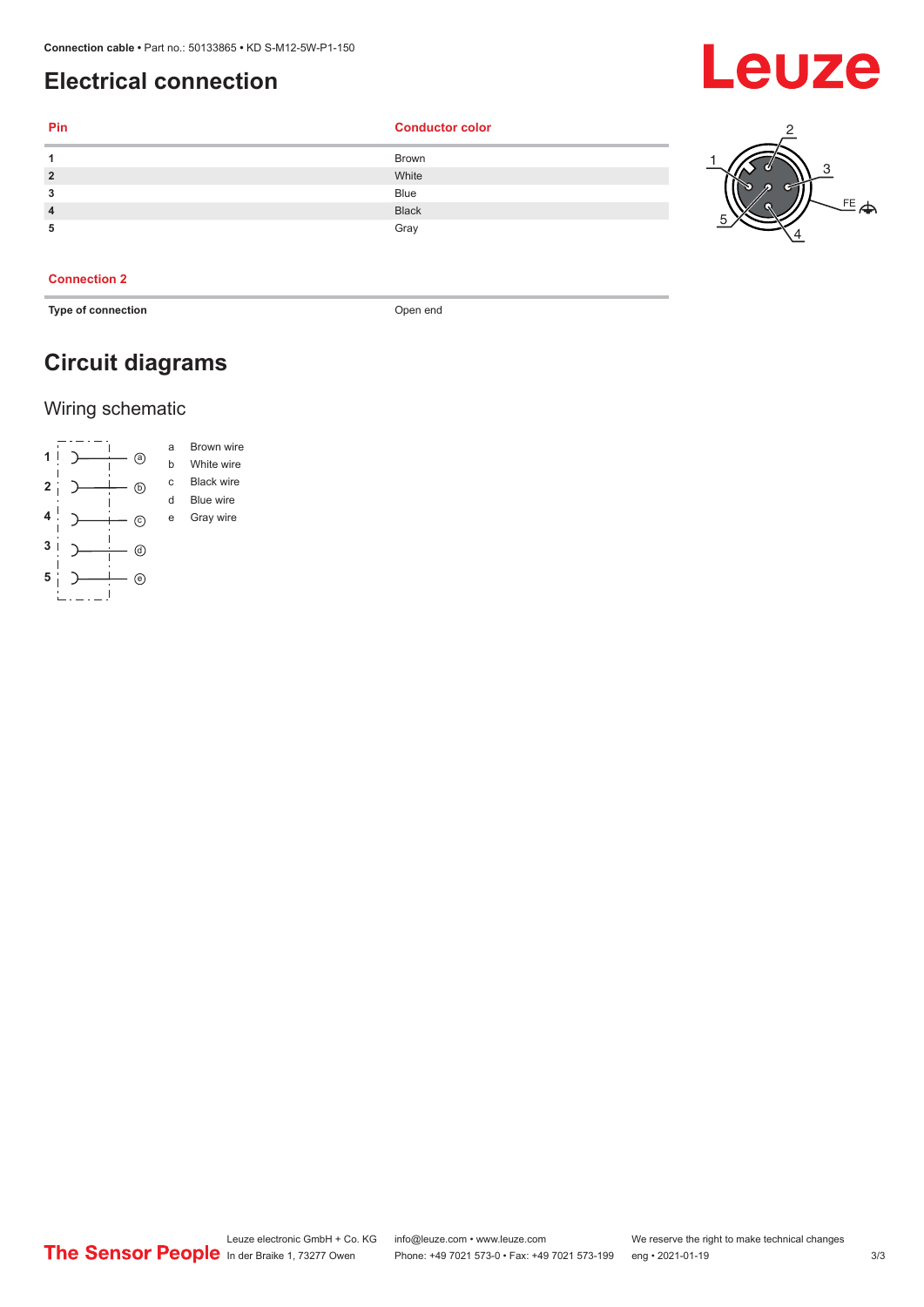## Electrical connection

| Pin | Conductor color |
|---|---|
| 1 | Brown |
| 2 | White |
| 3 | Blue |
| 4 | Black |
| 5 | Gray |

2
1
3
FE
5
4

**Connection 2**

| | |
|---|---|
| Type of connection | Open end |

## Circuit diagrams

### Wiring schematic

1 ⓐ
2 ⓑ
4 ⓒ
3 ⓓ
5 ⓔ

| | |
|---|---|
| a | Brown wire |
| b | White wire |
| c | Black wire |
| d | Blue wire |
| e | Gray wire |